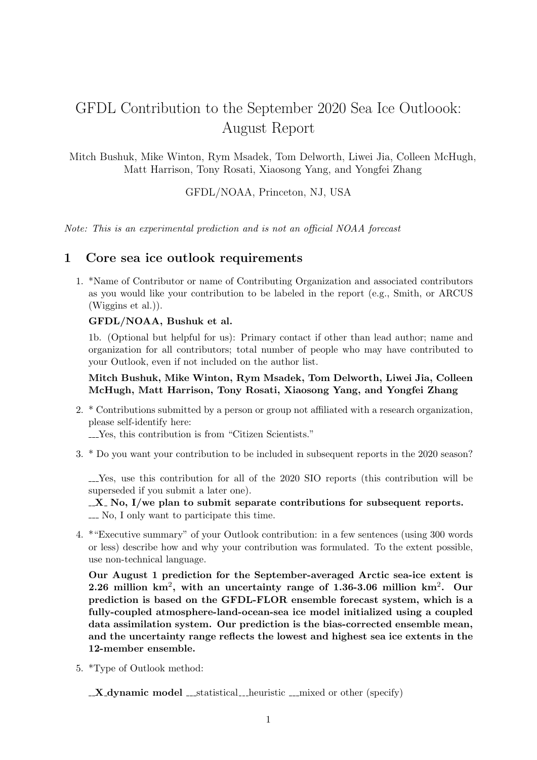# GFDL Contribution to the September 2020 Sea Ice Outloook: August Report

Mitch Bushuk, Mike Winton, Rym Msadek, Tom Delworth, Liwei Jia, Colleen McHugh, Matt Harrison, Tony Rosati, Xiaosong Yang, and Yongfei Zhang

GFDL/NOAA, Princeton, NJ, USA

*Note: This is an experimental prediction and is not an official NOAA forecast*

## 1 Core sea ice outlook requirements

1. *Name of Contributor or name of Contributing Organization and associated contributors as you would like your contribution to be labeled in the report (e.g., Smith, or ARCUS (Wiggins et al.)).

   **GFDL/NOAA, Bushuk et al.**

   1b. (Optional but helpful for us): Primary contact if other than lead author; name and organization for all contributors; total number of people who may have contributed to your Outlook, even if not included on the author list.

   **Mitch Bushuk, Mike Winton, Rym Msadek, Tom Delworth, Liwei Jia, Colleen McHugh, Matt Harrison, Tony Rosati, Xiaosong Yang, and Yongfei Zhang**

2. * Contributions submitted by a person or group not affiliated with a research organization, please self-identify here:

   ___Yes, this contribution is from "Citizen Scientists."

3. * Do you want your contribution to be included in subsequent reports in the 2020 season?

   ___Yes, use this contribution for all of the 2020 SIO reports (this contribution will be superseded if you submit a later one).

   **_X_ No, I/we plan to submit separate contributions for subsequent reports.**

   ___ No, I only want to participate this time.

4. *"Executive summary" of your Outlook contribution: in a few sentences (using 300 words or less) describe how and why your contribution was formulated. To the extent possible, use non-technical language.

   **Our August 1 prediction for the September-averaged Arctic sea-ice extent is 2.26 million km$^2$, with an uncertainty range of 1.36-3.06 million km$^2$. Our prediction is based on the GFDL-FLOR ensemble forecast system, which is a fully-coupled atmosphere-land-ocean-sea ice model initialized using a coupled data assimilation system. Our prediction is the bias-corrected ensemble mean, and the uncertainty range reflects the lowest and highest sea ice extents in the 12-member ensemble.**

5. *Type of Outlook method:

   **_X_ dynamic model** ___statistical___heuristic ___mixed or other (specify)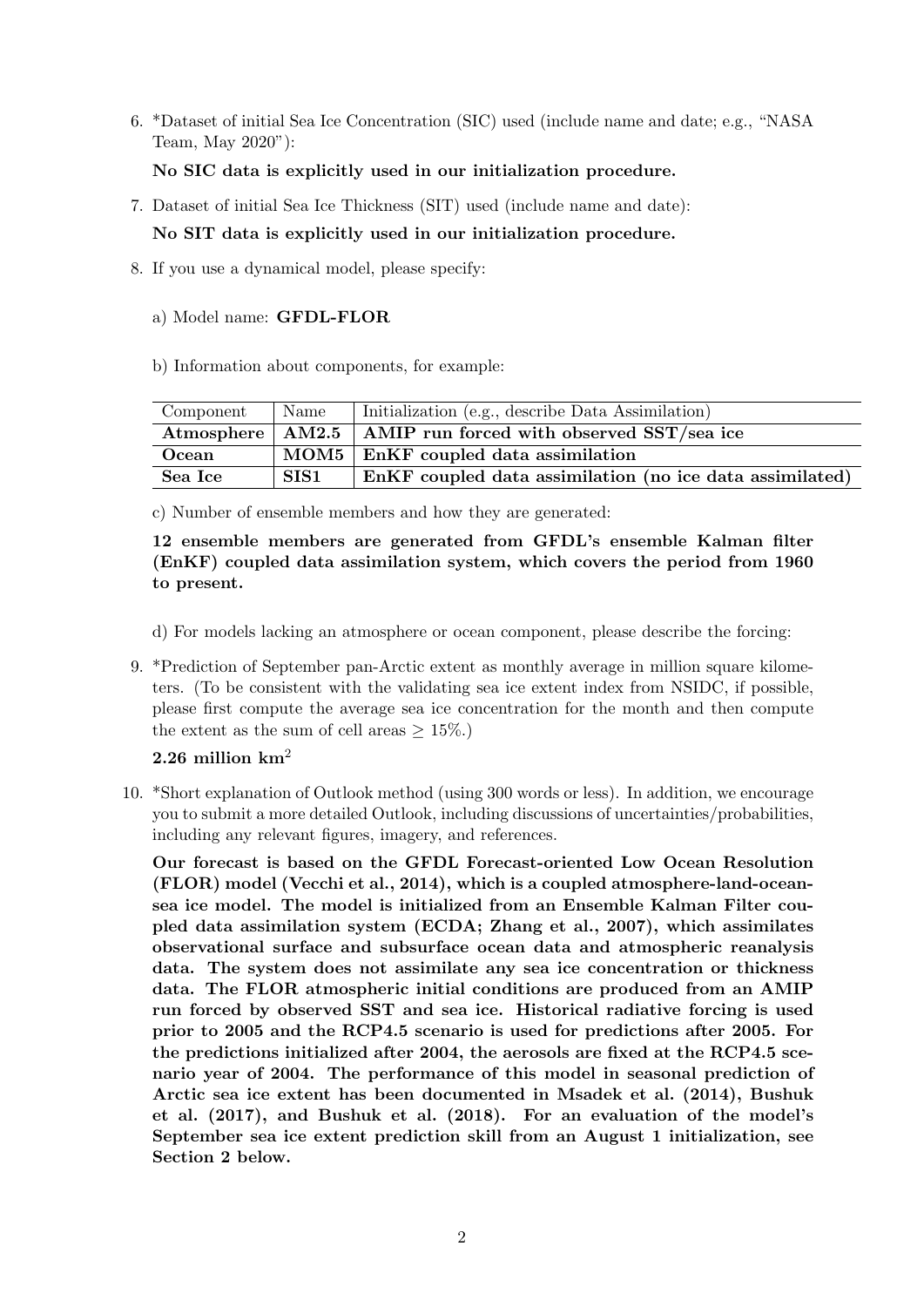6. *Dataset of initial Sea Ice Concentration (SIC) used (include name and date; e.g., "NASA Team, May 2020"):

   **No SIC data is explicitly used in our initialization procedure.**

7. Dataset of initial Sea Ice Thickness (SIT) used (include name and date):

   **No SIT data is explicitly used in our initialization procedure.**

8. If you use a dynamical model, please specify:

   a) Model name: **GFDL-FLOR**

   b) Information about components, for example:

   | Component | Name | Initialization (e.g., describe Data Assimilation) |
   |---|---|---|
   | **Atmosphere** | **AM2.5** | **AMIP run forced with observed SST/sea ice** |
   | **Ocean** | **MOM5** | **EnKF coupled data assimilation** |
   | **Sea Ice** | **SIS1** | **EnKF coupled data assimilation (no ice data assimilated)** |

   c) Number of ensemble members and how they are generated:

   **12 ensemble members are generated from GFDL's ensemble Kalman filter (EnKF) coupled data assimilation system, which covers the period from 1960 to present.**

   d) For models lacking an atmosphere or ocean component, please describe the forcing:

9. *Prediction of September pan-Arctic extent as monthly average in million square kilometers. (To be consistent with the validating sea ice extent index from NSIDC, if possible, please first compute the average sea ice concentration for the month and then compute the extent as the sum of cell areas $\geq 15\%$.)

   **2.26 million km$^2$**

10. *Short explanation of Outlook method (using 300 words or less). In addition, we encourage you to submit a more detailed Outlook, including discussions of uncertainties/probabilities, including any relevant figures, imagery, and references.

    **Our forecast is based on the GFDL Forecast-oriented Low Ocean Resolution (FLOR) model (Vecchi et al., 2014), which is a coupled atmosphere-land-ocean-sea ice model. The model is initialized from an Ensemble Kalman Filter coupled data assimilation system (ECDA; Zhang et al., 2007), which assimilates observational surface and subsurface ocean data and atmospheric reanalysis data. The system does not assimilate any sea ice concentration or thickness data. The FLOR atmospheric initial conditions are produced from an AMIP run forced by observed SST and sea ice. Historical radiative forcing is used prior to 2005 and the RCP4.5 scenario is used for predictions after 2005. For the predictions initialized after 2004, the aerosols are fixed at the RCP4.5 scenario year of 2004. The performance of this model in seasonal prediction of Arctic sea ice extent has been documented in Msadek et al. (2014), Bushuk et al. (2017), and Bushuk et al. (2018). For an evaluation of the model's September sea ice extent prediction skill from an August 1 initialization, see Section 2 below.**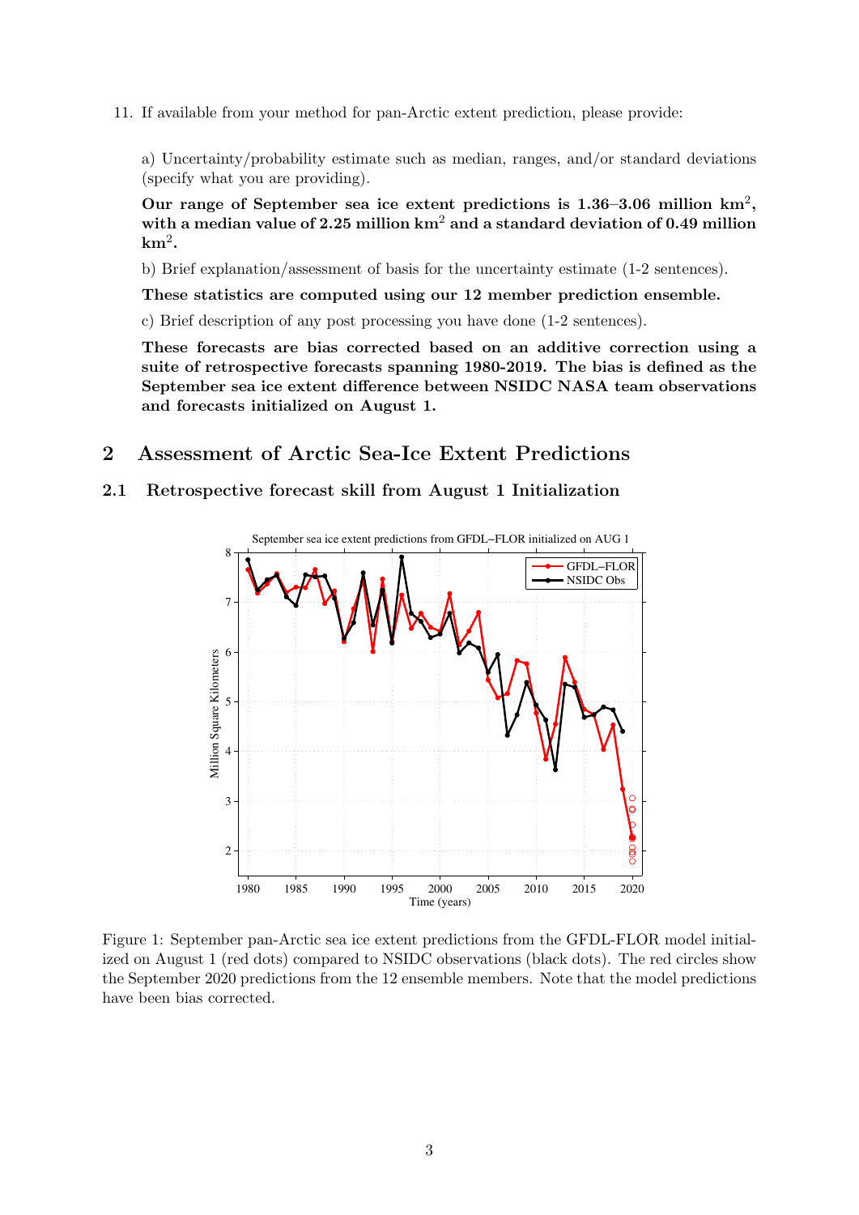11. If available from your method for pan-Arctic extent prediction, please provide:

a) Uncertainty/probability estimate such as median, ranges, and/or standard deviations (specify what you are providing).

**Our range of September sea ice extent predictions is 1.36–3.06 million km$^2$, with a median value of 2.25 million km$^2$ and a standard deviation of 0.49 million km$^2$.**

b) Brief explanation/assessment of basis for the uncertainty estimate (1-2 sentences).

**These statistics are computed using our 12 member prediction ensemble.**

c) Brief description of any post processing you have done (1-2 sentences).

**These forecasts are bias corrected based on an additive correction using a suite of retrospective forecasts spanning 1980-2019. The bias is defined as the September sea ice extent difference between NSIDC NASA team observations and forecasts initialized on August 1.**

## 2 Assessment of Arctic Sea-Ice Extent Predictions

### 2.1 Retrospective forecast skill from August 1 Initialization

Figure 1: September pan-Arctic sea ice extent predictions from the GFDL-FLOR model initialized on August 1 (red dots) compared to NSIDC observations (black dots). The red circles show the September 2020 predictions from the 12 ensemble members. Note that the model predictions have been bias corrected.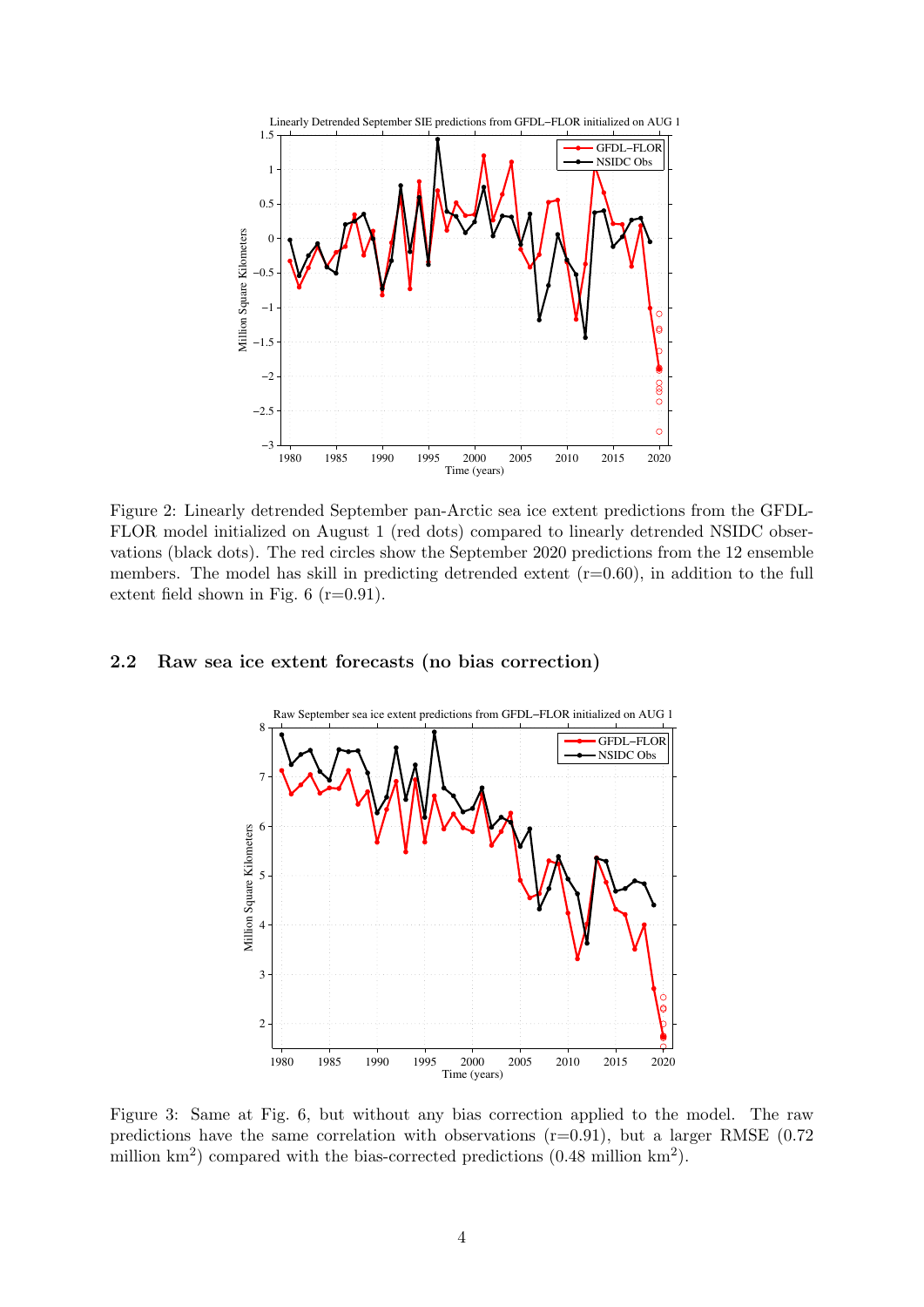Figure 2: Linearly detrended September pan-Arctic sea ice extent predictions from the GFDL-FLOR model initialized on August 1 (red dots) compared to linearly detrended NSIDC observations (black dots). The red circles show the September 2020 predictions from the 12 ensemble members. The model has skill in predicting detrended extent (r=0.60), in addition to the full extent field shown in Fig. 6 (r=0.91).

## 2.2 Raw sea ice extent forecasts (no bias correction)

Figure 3: Same at Fig. 6, but without any bias correction applied to the model. The raw predictions have the same correlation with observations (r=0.91), but a larger RMSE (0.72 million km$^2$) compared with the bias-corrected predictions (0.48 million km$^2$).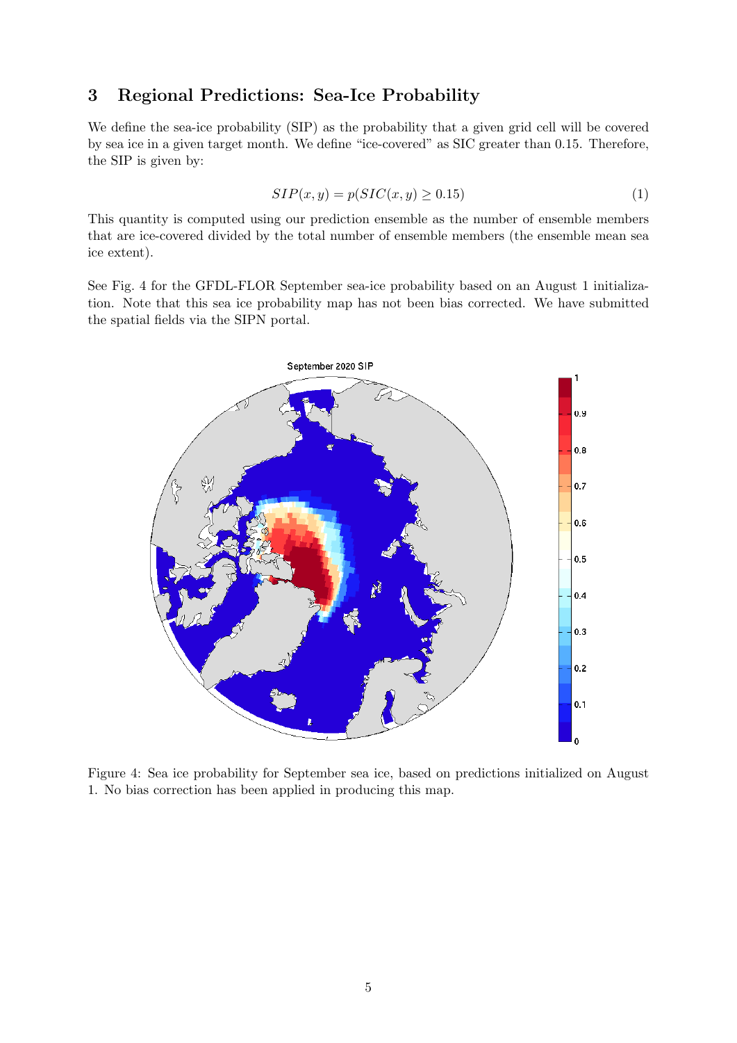## 3 Regional Predictions: Sea-Ice Probability

We define the sea-ice probability (SIP) as the probability that a given grid cell will be covered by sea ice in a given target month. We define "ice-covered" as SIC greater than 0.15. Therefore, the SIP is given by:

$$SIP(x, y) = p(SIC(x, y) \geq 0.15) \tag{1}$$

This quantity is computed using our prediction ensemble as the number of ensemble members that are ice-covered divided by the total number of ensemble members (the ensemble mean sea ice extent).

See Fig. 4 for the GFDL-FLOR September sea-ice probability based on an August 1 initialization. Note that this sea ice probability map has not been bias corrected. We have submitted the spatial fields via the SIPN portal.

Figure 4: Sea ice probability for September sea ice, based on predictions initialized on August 1. No bias correction has been applied in producing this map.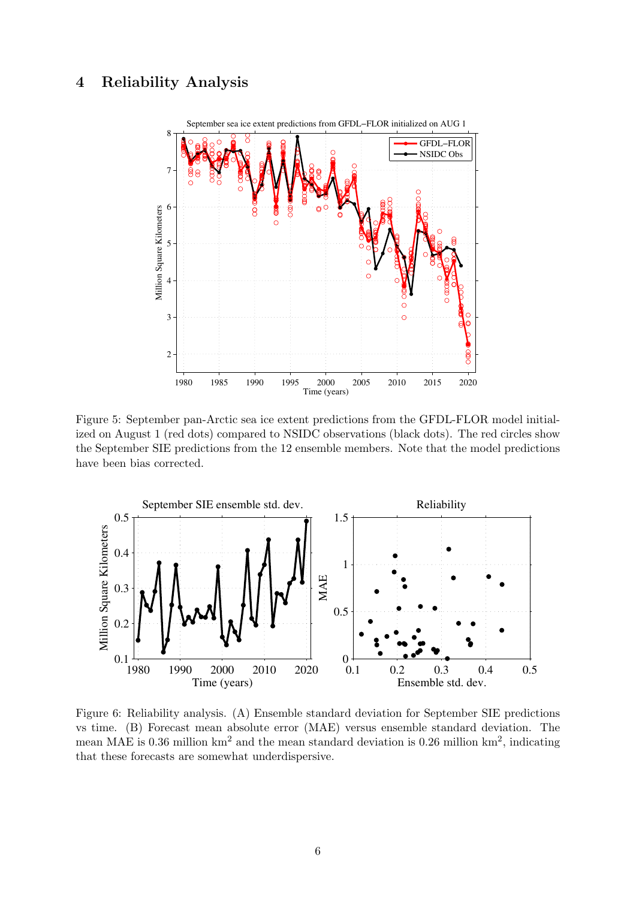## 4 Reliability Analysis

Figure 5: September pan-Arctic sea ice extent predictions from the GFDL-FLOR model initialized on August 1 (red dots) compared to NSIDC observations (black dots). The red circles show the September SIE predictions from the 12 ensemble members. Note that the model predictions have been bias corrected.

Figure 6: Reliability analysis. (A) Ensemble standard deviation for September SIE predictions vs time. (B) Forecast mean absolute error (MAE) versus ensemble standard deviation. The mean MAE is 0.36 million km$^2$ and the mean standard deviation is 0.26 million km$^2$, indicating that these forecasts are somewhat underdispersive.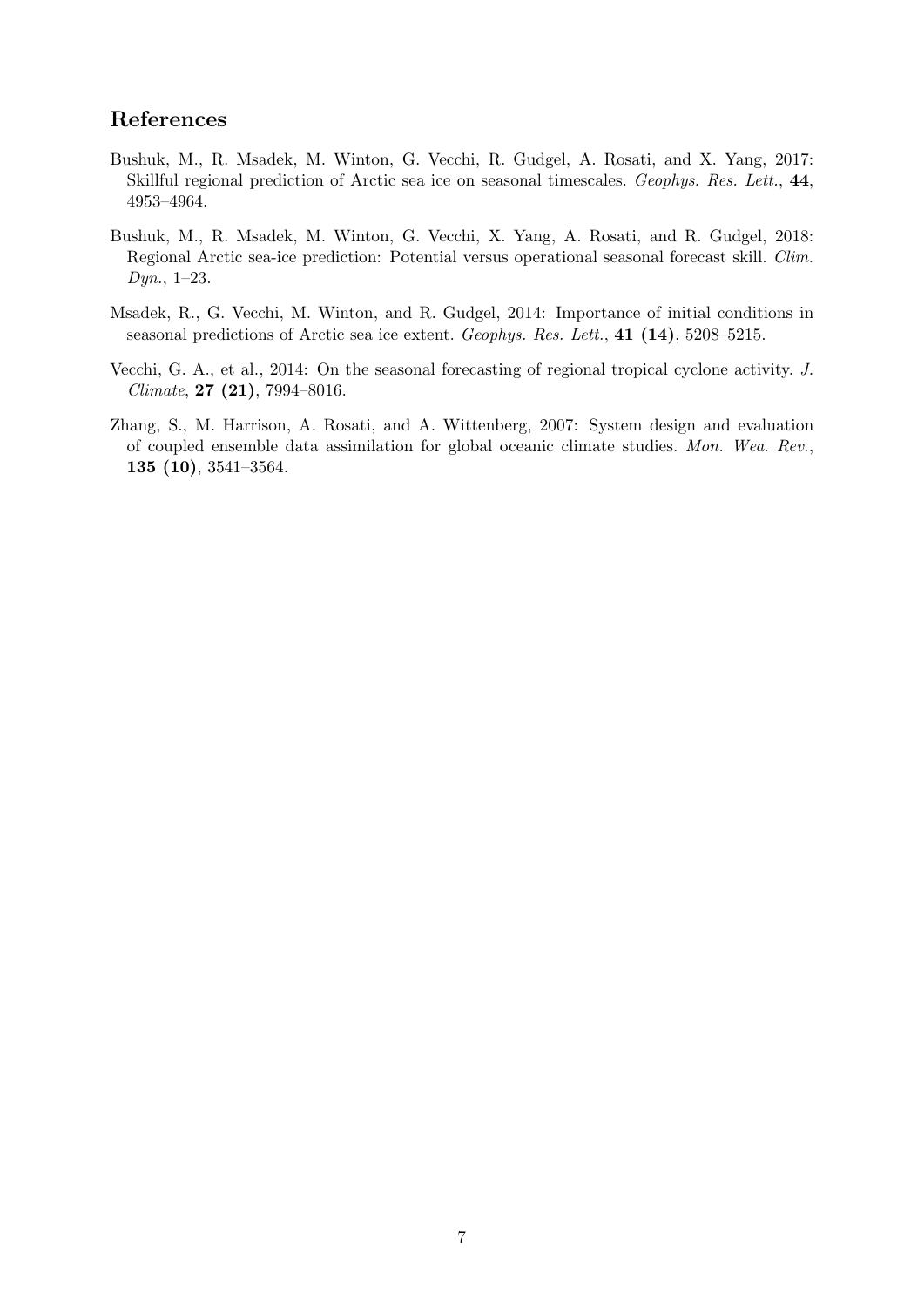## References

Bushuk, M., R. Msadek, M. Winton, G. Vecchi, R. Gudgel, A. Rosati, and X. Yang, 2017: Skillful regional prediction of Arctic sea ice on seasonal timescales. *Geophys. Res. Lett.*, **44**, 4953–4964.

Bushuk, M., R. Msadek, M. Winton, G. Vecchi, X. Yang, A. Rosati, and R. Gudgel, 2018: Regional Arctic sea-ice prediction: Potential versus operational seasonal forecast skill. *Clim. Dyn.*, 1–23.

Msadek, R., G. Vecchi, M. Winton, and R. Gudgel, 2014: Importance of initial conditions in seasonal predictions of Arctic sea ice extent. *Geophys. Res. Lett.*, **41 (14)**, 5208–5215.

Vecchi, G. A., et al., 2014: On the seasonal forecasting of regional tropical cyclone activity. *J. Climate*, **27 (21)**, 7994–8016.

Zhang, S., M. Harrison, A. Rosati, and A. Wittenberg, 2007: System design and evaluation of coupled ensemble data assimilation for global oceanic climate studies. *Mon. Wea. Rev.*, **135 (10)**, 3541–3564.